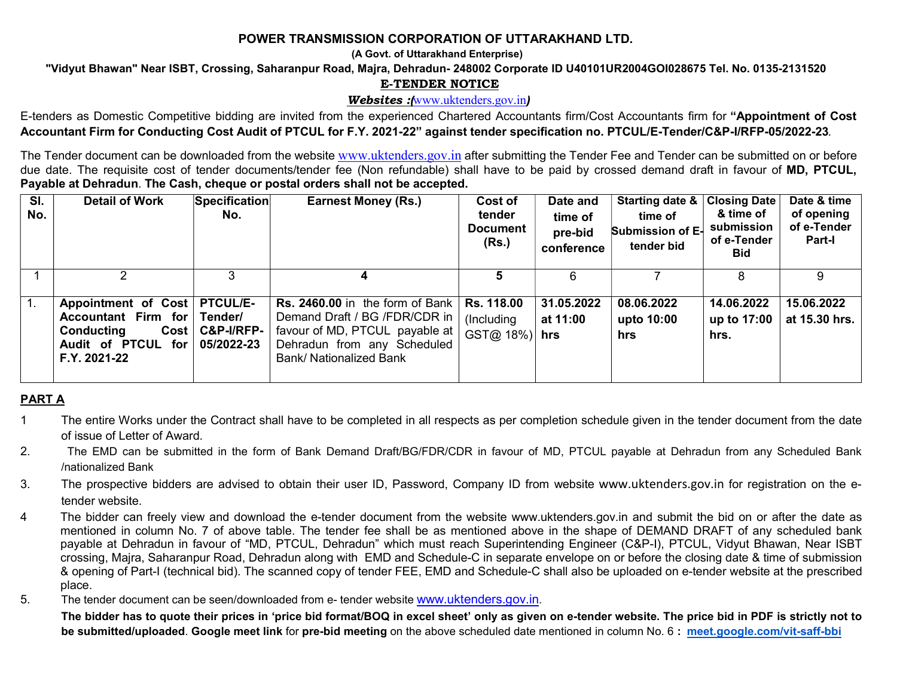# POWER TRANSMISSION CORPORATION OF UTTARAKHAND LTD.

**(A Govt. of Uttarakhand Enterprise)**

**"Vidyut Bhawan" Near ISBT, Crossing, Saharanpur Road, Majra, Dehradun- 248002 Corporate ID U40101UR2004GOI028675 Tel. No. 0135-2131520**

## E-TENDER NOTICE

***Websites :(*www.uktenders.gov.in*)***

E-tenders as Domestic Competitive bidding are invited from the experienced Chartered Accountants firm/Cost Accountants firm for **"Appointment of Cost Accountant Firm for Conducting Cost Audit of PTCUL for F.Y. 2021-22" against tender specification no. PTCUL/E-Tender/C&P-I/RFP-05/2022-23**.

The Tender document can be downloaded from the website www.uktenders.gov.in after submitting the Tender Fee and Tender can be submitted on or before due date. The requisite cost of tender documents/tender fee (Non refundable) shall have to be paid by crossed demand draft in favour of **MD, PTCUL, Payable at Dehradun**. **The Cash, cheque or postal orders shall not be accepted.**

| Sl. No. | Detail of Work | Specification No. | Earnest Money (Rs.) | Cost of tender Document (Rs.) | Date and time of pre-bid conference | Starting date & time of Submission of E-tender bid | Closing Date & time of submission of e-Tender Bid | Date & time of opening of e-Tender Part-I |
|---|---|---|---|---|---|---|---|---|
| 1 | 2 | 3 | 4 | 5 | 6 | 7 | 8 | 9 |
| 1. | **Appointment of Cost Accountant Firm for Conducting Cost Audit of PTCUL for F.Y. 2021-22** | **PTCUL/E-Tender/ C&P-I/RFP-05/2022-23** | **Rs. 2460.00** in the form of Bank Demand Draft / BG /FDR/CDR in favour of MD, PTCUL payable at Dehradun from any Scheduled Bank/ Nationalized Bank | **Rs. 118.00** (Including GST@ 18%) | **31.05.2022 at 11:00 hrs** | **08.06.2022 upto 10:00 hrs** | **14.06.2022 up to 17:00 hrs.** | **15.06.2022 at 15.30 hrs.** |

## PART A

1. The entire Works under the Contract shall have to be completed in all respects as per completion schedule given in the tender document from the date of issue of Letter of Award.
2. The EMD can be submitted in the form of Bank Demand Draft/BG/FDR/CDR in favour of MD, PTCUL payable at Dehradun from any Scheduled Bank /nationalized Bank
3. The prospective bidders are advised to obtain their user ID, Password, Company ID from website www.uktenders.gov.in for registration on the e-tender website.
4. The bidder can freely view and download the e-tender document from the website www.uktenders.gov.in and submit the bid on or after the date as mentioned in column No. 7 of above table. The tender fee shall be as mentioned above in the shape of DEMAND DRAFT of any scheduled bank payable at Dehradun in favour of "MD, PTCUL, Dehradun" which must reach Superintending Engineer (C&P-I), PTCUL, Vidyut Bhawan, Near ISBT crossing, Majra, Saharanpur Road, Dehradun along with EMD and Schedule-C in separate envelope on or before the closing date & time of submission & opening of Part-I (technical bid). The scanned copy of tender FEE, EMD and Schedule-C shall also be uploaded on e-tender website at the prescribed place.
5. The tender document can be seen/downloaded from e- tender website www.uktenders.gov.in.

**The bidder has to quote their prices in 'price bid format/BOQ in excel sheet' only as given on e-tender website. The price bid in PDF is strictly not to be submitted/uploaded**. **Google meet link** for **pre-bid meeting** on the above scheduled date mentioned in column No. 6 **: meet.google.com/vit-saff-bbi**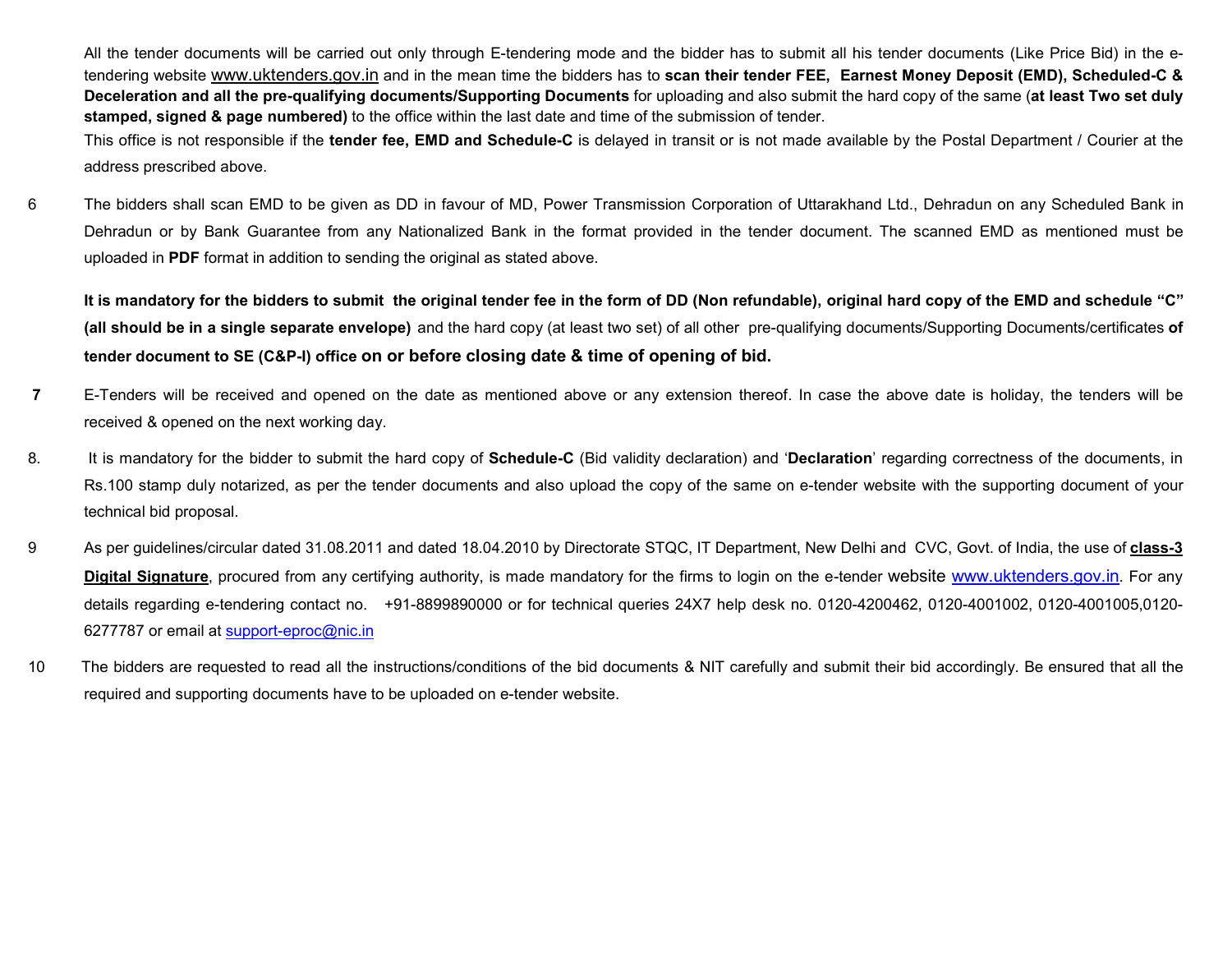All the tender documents will be carried out only through E-tendering mode and the bidder has to submit all his tender documents (Like Price Bid) in the e-tendering website www.uktenders.gov.in and in the mean time the bidders has to **scan their tender FEE, Earnest Money Deposit (EMD), Scheduled-C & Deceleration and all the pre-qualifying documents/Supporting Documents** for uploading and also submit the hard copy of the same (**at least Two set duly stamped, signed & page numbered)** to the office within the last date and time of the submission of tender.

This office is not responsible if the **tender fee, EMD and Schedule-C** is delayed in transit or is not made available by the Postal Department / Courier at the address prescribed above.

6 The bidders shall scan EMD to be given as DD in favour of MD, Power Transmission Corporation of Uttarakhand Ltd., Dehradun on any Scheduled Bank in Dehradun or by Bank Guarantee from any Nationalized Bank in the format provided in the tender document. The scanned EMD as mentioned must be uploaded in **PDF** format in addition to sending the original as stated above.

**It is mandatory for the bidders to submit the original tender fee in the form of DD (Non refundable), original hard copy of the EMD and schedule "C" (all should be in a single separate envelope)** and the hard copy (at least two set) of all other pre-qualifying documents/Supporting Documents/certificates **of tender document to SE (C&P-I) office on or before closing date & time of opening of bid.**

**7** E-Tenders will be received and opened on the date as mentioned above or any extension thereof. In case the above date is holiday, the tenders will be received & opened on the next working day.

8. It is mandatory for the bidder to submit the hard copy of **Schedule-C** (Bid validity declaration) and '**Declaration**' regarding correctness of the documents, in Rs.100 stamp duly notarized, as per the tender documents and also upload the copy of the same on e-tender website with the supporting document of your technical bid proposal.

9 As per guidelines/circular dated 31.08.2011 and dated 18.04.2010 by Directorate STQC, IT Department, New Delhi and CVC, Govt. of India, the use of **class-3 Digital Signature**, procured from any certifying authority, is made mandatory for the firms to login on the e-tender website www.uktenders.gov.in. For any details regarding e-tendering contact no. +91-8899890000 or for technical queries 24X7 help desk no. 0120-4200462, 0120-4001002, 0120-4001005,0120-6277787 or email at support-eproc@nic.in

10 The bidders are requested to read all the instructions/conditions of the bid documents & NIT carefully and submit their bid accordingly. Be ensured that all the required and supporting documents have to be uploaded on e-tender website.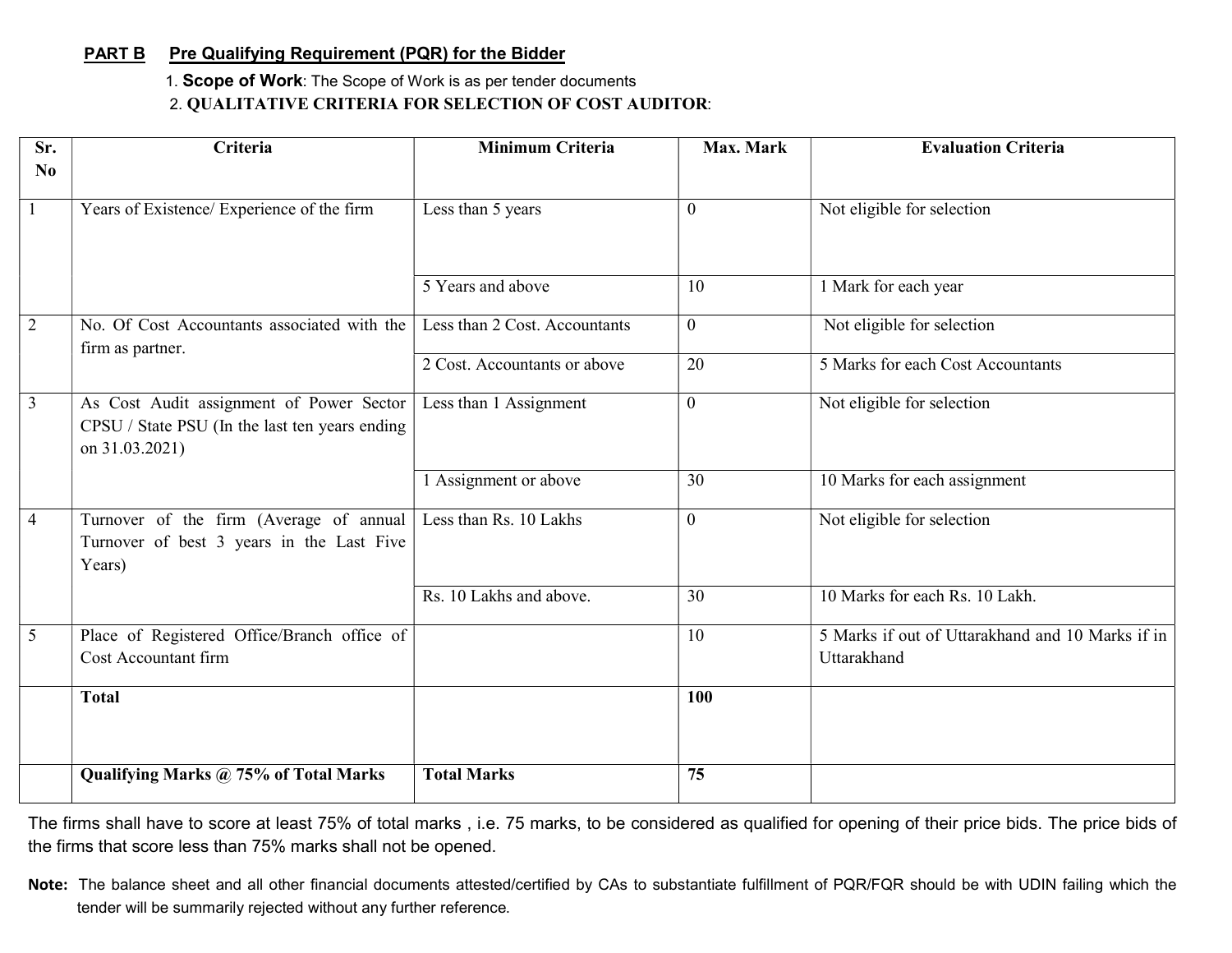**PART B** **Pre Qualifying Requirement (PQR) for the Bidder**

1. **Scope of Work**: The Scope of Work is as per tender documents
2. **QUALITATIVE CRITERIA FOR SELECTION OF COST AUDITOR**:

| Sr. No | Criteria | Minimum Criteria | Max. Mark | Evaluation Criteria |
|---|---|---|---|---|
| 1 | Years of Existence/ Experience of the firm | Less than 5 years | 0 | Not eligible for selection |
| | | 5 Years and above | 10 | 1 Mark for each year |
| 2 | No. Of Cost Accountants associated with the firm as partner. | Less than 2 Cost. Accountants | 0 | Not eligible for selection |
| | | 2 Cost. Accountants or above | 20 | 5 Marks for each Cost Accountants |
| 3 | As Cost Audit assignment of Power Sector CPSU / State PSU (In the last ten years ending on 31.03.2021) | Less than 1 Assignment | 0 | Not eligible for selection |
| | | 1 Assignment or above | 30 | 10 Marks for each assignment |
| 4 | Turnover of the firm (Average of annual Turnover of best 3 years in the Last Five Years) | Less than Rs. 10 Lakhs | 0 | Not eligible for selection |
| | | Rs. 10 Lakhs and above. | 30 | 10 Marks for each Rs. 10 Lakh. |
| 5 | Place of Registered Office/Branch office of Cost Accountant firm | | 10 | 5 Marks if out of Uttarakhand and 10 Marks if in Uttarakhand |
| | **Total** | | **100** | |
| | **Qualifying Marks @ 75% of Total Marks** | **Total Marks** | **75** | |

The firms shall have to score at least 75% of total marks , i.e. 75 marks, to be considered as qualified for opening of their price bids. The price bids of the firms that score less than 75% marks shall not be opened.

**Note:** The balance sheet and all other financial documents attested/certified by CAs to substantiate fulfillment of PQR/FQR should be with UDIN failing which the tender will be summarily rejected without any further reference.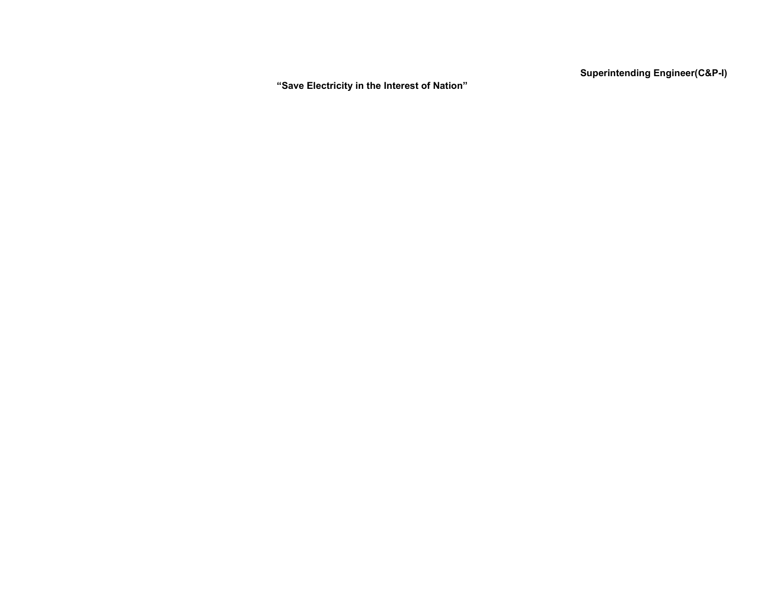**Superintending Engineer(C&P-I)**

**“Save Electricity in the Interest of Nation”**